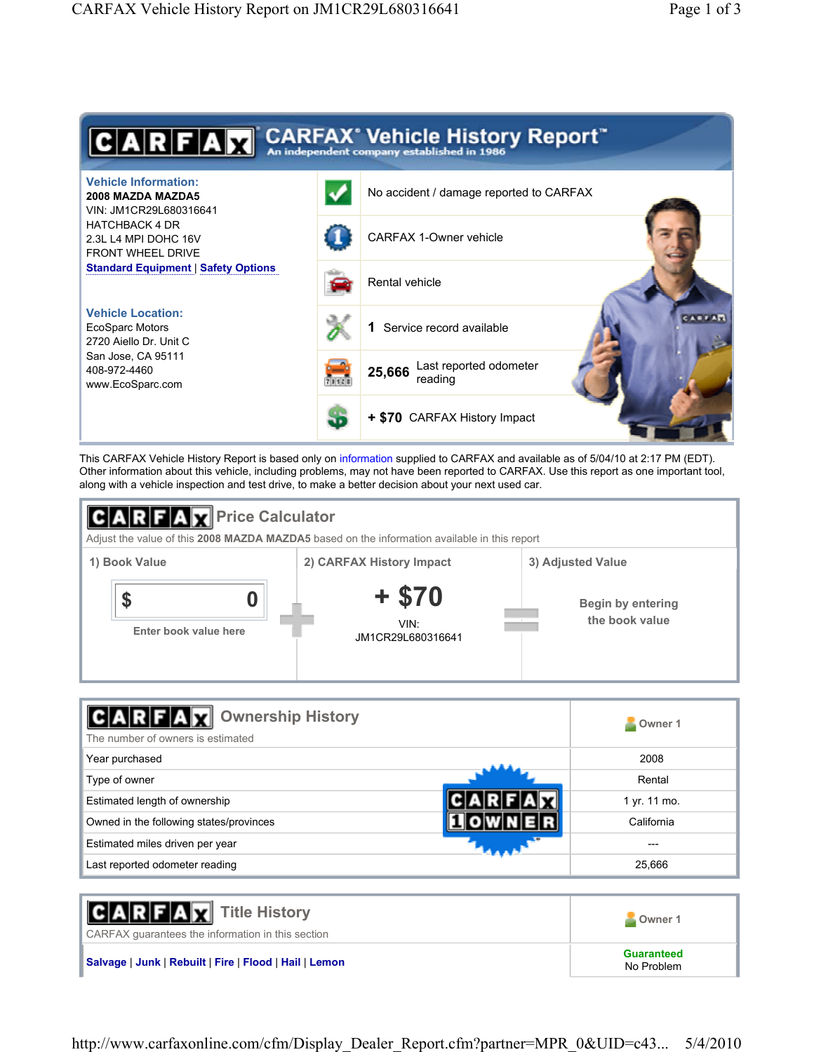# CARFAX® Vehicle History Report™

An independent company established in 1986

**Vehicle Information:**

**2008 MAZDA MAZDA5**
VIN: JM1CR29L680316641
HATCHBACK 4 DR
2.3L L4 MPI DOHC 16V
FRONT WHEEL DRIVE
**Standard Equipment** | **Safety Options**

**Vehicle Location:**

EcoSparc Motors
2720 Aiello Dr. Unit C
San Jose, CA 95111
408-972-4460
www.EcoSparc.com

- No accident / damage reported to CARFAX
- CARFAX 1-Owner vehicle
- Rental vehicle
- **1** Service record available
- **25,666** Last reported odometer reading
- **+ $70** CARFAX History Impact

This CARFAX Vehicle History Report is based only on information supplied to CARFAX and available as of 5/04/10 at 2:17 PM (EDT). Other information about this vehicle, including problems, may not have been reported to CARFAX. Use this report as one important tool, along with a vehicle inspection and test drive, to make a better decision about your next used car.

## CARFAX Price Calculator

Adjust the value of this **2008 MAZDA MAZDA5** based on the information available in this report

| 1) Book Value | 2) CARFAX History Impact | 3) Adjusted Value |
|---|---|---|
| $ 0<br>Enter book value here | **+ $70**<br>VIN: JM1CR29L680316641 | Begin by entering the book value |

## CARFAX Ownership History

The number of owners is estimated

| | Owner 1 |
|---|---|
| Year purchased | 2008 |
| Type of owner | Rental |
| Estimated length of ownership | 1 yr. 11 mo. |
| Owned in the following states/provinces | California |
| Estimated miles driven per year | --- |
| Last reported odometer reading | 25,666 |

## CARFAX Title History

CARFAX guarantees the information in this section

| | Owner 1 |
|---|---|
| **Salvage** \| **Junk** \| **Rebuilt** \| **Fire** \| **Flood** \| **Hail** \| **Lemon** | **Guaranteed**<br>No Problem |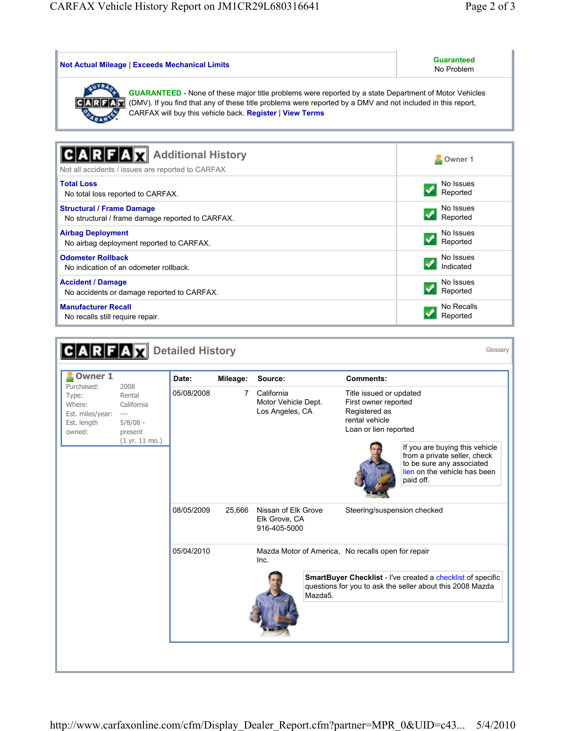| | |
|---|---|
| **Not Actual Mileage** \| **Exceeds Mechanical Limits** | **Guaranteed** No Problem |

**GUARANTEED** - None of these major title problems were reported by a state Department of Motor Vehicles (DMV). If you find that any of these title problems were reported by a DMV and not included in this report, CARFAX will buy this vehicle back. **Register** | **View Terms**

## CARFAX Additional History

| Not all accidents / issues are reported to CARFAX | Owner 1 |
|---|---|
| **Total Loss** No total loss reported to CARFAX. | No Issues Reported |
| **Structural / Frame Damage** No structural / frame damage reported to CARFAX. | No Issues Reported |
| **Airbag Deployment** No airbag deployment reported to CARFAX. | No Issues Reported |
| **Odometer Rollback** No indication of an odometer rollback. | No Issues Indicated |
| **Accident / Damage** No accidents or damage reported to CARFAX. | No Issues Reported |
| **Manufacturer Recall** No recalls still require repair. | No Recalls Reported |

## CARFAX Detailed History

Glossary

**Owner 1**

| | |
|---|---|
| Purchased: | 2008 |
| Type: | Rental |
| Where: | California |
| Est. miles/year: | --- |
| Est. length owned: | 5/8/08 - present (1 yr. 11 mo.) |

| Date: | Mileage: | Source: | Comments: |
|---|---|---|---|
| 05/08/2008 | 7 | California Motor Vehicle Dept. Los Angeles, CA | Title issued or updated<br>First owner reported<br>Registered as rental vehicle<br>Loan or lien reported |
| 08/05/2009 | 25,666 | Nissan of Elk Grove Elk Grove, CA 916-405-5000 | Steering/suspension checked |
| 05/04/2010 | | Mazda Motor of America, Inc. | No recalls open for repair |

If you are buying this vehicle from a private seller, check to be sure any associated lien on the vehicle has been paid off.

**SmartBuyer Checklist** - I've created a checklist of specific questions for you to ask the seller about this 2008 Mazda Mazda5.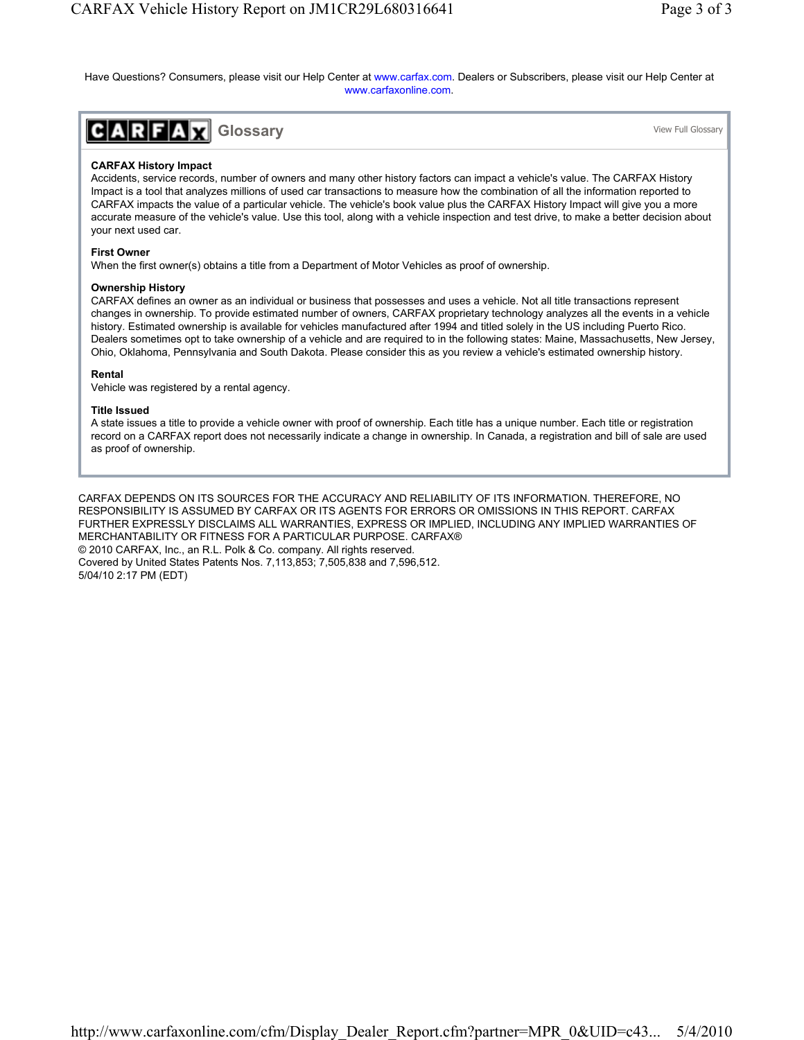Have Questions? Consumers, please visit our Help Center at www.carfax.com. Dealers or Subscribers, please visit our Help Center at www.carfaxonline.com.

## CARFAX Glossary

View Full Glossary

**CARFAX History Impact**
Accidents, service records, number of owners and many other history factors can impact a vehicle's value. The CARFAX History Impact is a tool that analyzes millions of used car transactions to measure how the combination of all the information reported to CARFAX impacts the value of a particular vehicle. The vehicle's book value plus the CARFAX History Impact will give you a more accurate measure of the vehicle's value. Use this tool, along with a vehicle inspection and test drive, to make a better decision about your next used car.

**First Owner**
When the first owner(s) obtains a title from a Department of Motor Vehicles as proof of ownership.

**Ownership History**
CARFAX defines an owner as an individual or business that possesses and uses a vehicle. Not all title transactions represent changes in ownership. To provide estimated number of owners, CARFAX proprietary technology analyzes all the events in a vehicle history. Estimated ownership is available for vehicles manufactured after 1994 and titled solely in the US including Puerto Rico. Dealers sometimes opt to take ownership of a vehicle and are required to in the following states: Maine, Massachusetts, New Jersey, Ohio, Oklahoma, Pennsylvania and South Dakota. Please consider this as you review a vehicle's estimated ownership history.

**Rental**
Vehicle was registered by a rental agency.

**Title Issued**
A state issues a title to provide a vehicle owner with proof of ownership. Each title has a unique number. Each title or registration record on a CARFAX report does not necessarily indicate a change in ownership. In Canada, a registration and bill of sale are used as proof of ownership.

CARFAX DEPENDS ON ITS SOURCES FOR THE ACCURACY AND RELIABILITY OF ITS INFORMATION. THEREFORE, NO RESPONSIBILITY IS ASSUMED BY CARFAX OR ITS AGENTS FOR ERRORS OR OMISSIONS IN THIS REPORT. CARFAX FURTHER EXPRESSLY DISCLAIMS ALL WARRANTIES, EXPRESS OR IMPLIED, INCLUDING ANY IMPLIED WARRANTIES OF MERCHANTABILITY OR FITNESS FOR A PARTICULAR PURPOSE. CARFAX®
© 2010 CARFAX, Inc., an R.L. Polk & Co. company. All rights reserved.
Covered by United States Patents Nos. 7,113,853; 7,505,838 and 7,596,512.
5/04/10 2:17 PM (EDT)